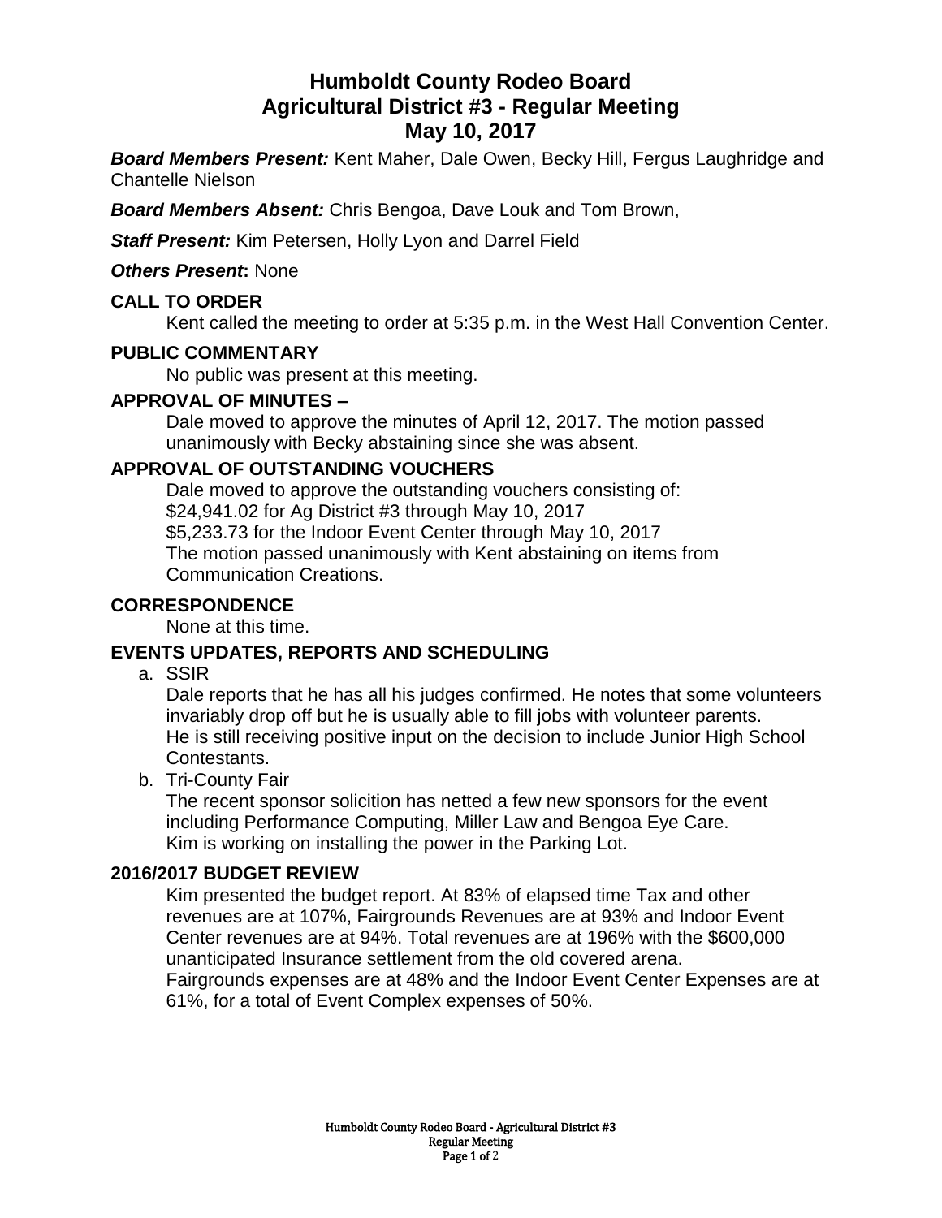# Humboldt County Rodeo Board
# Agricultural District #3 - Regular Meeting
# May 10, 2017

***Board Members Present:*** Kent Maher, Dale Owen, Becky Hill, Fergus Laughridge and Chantelle Nielson

***Board Members Absent:*** Chris Bengoa, Dave Louk and Tom Brown,

***Staff Present:*** Kim Petersen, Holly Lyon and Darrel Field

***Others Present*:** None

## CALL TO ORDER

Kent called the meeting to order at 5:35 p.m. in the West Hall Convention Center.

## PUBLIC COMMENTARY

No public was present at this meeting.

## APPROVAL OF MINUTES –

Dale moved to approve the minutes of April 12, 2017. The motion passed unanimously with Becky abstaining since she was absent.

## APPROVAL OF OUTSTANDING VOUCHERS

Dale moved to approve the outstanding vouchers consisting of:
$24,941.02 for Ag District #3 through May 10, 2017
$5,233.73 for the Indoor Event Center through May 10, 2017
The motion passed unanimously with Kent abstaining on items from Communication Creations.

## CORRESPONDENCE

None at this time.

## EVENTS UPDATES, REPORTS AND SCHEDULING

a. SSIR

Dale reports that he has all his judges confirmed. He notes that some volunteers invariably drop off but he is usually able to fill jobs with volunteer parents.
He is still receiving positive input on the decision to include Junior High School Contestants.

b. Tri-County Fair

The recent sponsor solicition has netted a few new sponsors for the event including Performance Computing, Miller Law and Bengoa Eye Care.
Kim is working on installing the power in the Parking Lot.

## 2016/2017 BUDGET REVIEW

Kim presented the budget report. At 83% of elapsed time Tax and other revenues are at 107%, Fairgrounds Revenues are at 93% and Indoor Event Center revenues are at 94%. Total revenues are at 196% with the $600,000 unanticipated Insurance settlement from the old covered arena.
Fairgrounds expenses are at 48% and the Indoor Event Center Expenses are at 61%, for a total of Event Complex expenses of 50%.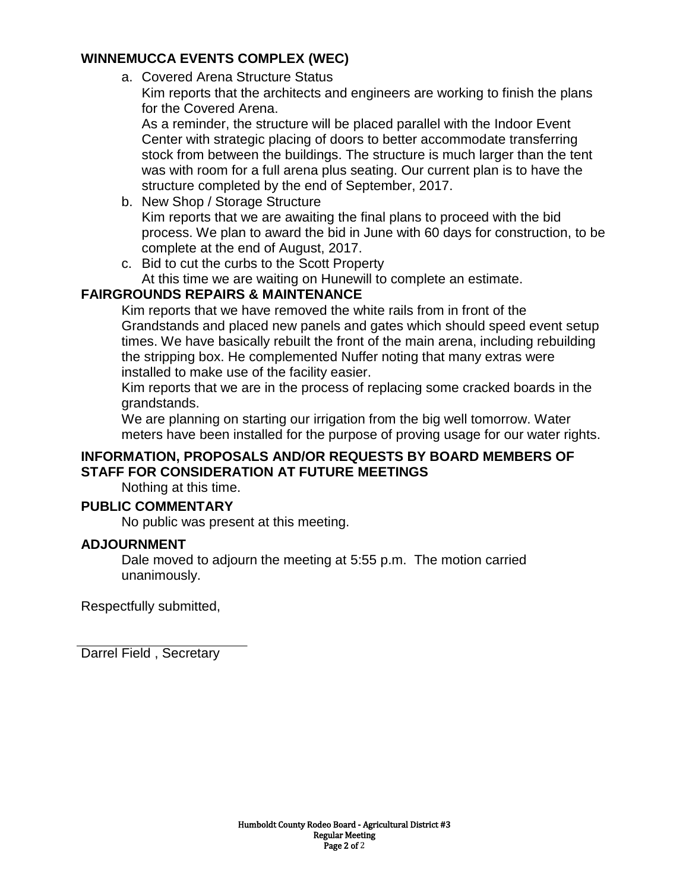## WINNEMUCCA EVENTS COMPLEX (WEC)

a. Covered Arena Structure Status

   Kim reports that the architects and engineers are working to finish the plans for the Covered Arena.

   As a reminder, the structure will be placed parallel with the Indoor Event Center with strategic placing of doors to better accommodate transferring stock from between the buildings. The structure is much larger than the tent was with room for a full arena plus seating. Our current plan is to have the structure completed by the end of September, 2017.

b. New Shop / Storage Structure

   Kim reports that we are awaiting the final plans to proceed with the bid process. We plan to award the bid in June with 60 days for construction, to be complete at the end of August, 2017.

c. Bid to cut the curbs to the Scott Property

   At this time we are waiting on Hunewill to complete an estimate.

## FAIRGROUNDS REPAIRS & MAINTENANCE

Kim reports that we have removed the white rails from in front of the Grandstands and placed new panels and gates which should speed event setup times. We have basically rebuilt the front of the main arena, including rebuilding the stripping box. He complemented Nuffer noting that many extras were installed to make use of the facility easier.

Kim reports that we are in the process of replacing some cracked boards in the grandstands.

We are planning on starting our irrigation from the big well tomorrow. Water meters have been installed for the purpose of proving usage for our water rights.

## INFORMATION, PROPOSALS AND/OR REQUESTS BY BOARD MEMBERS OF STAFF FOR CONSIDERATION AT FUTURE MEETINGS

Nothing at this time.

## PUBLIC COMMENTARY

No public was present at this meeting.

## ADJOURNMENT

Dale moved to adjourn the meeting at 5:55 p.m. The motion carried unanimously.

Respectfully submitted,

\_\_\_\_\_\_\_\_\_\_\_\_\_\_\_\_\_\_\_\_\_\_\_\_

Darrel Field , Secretary